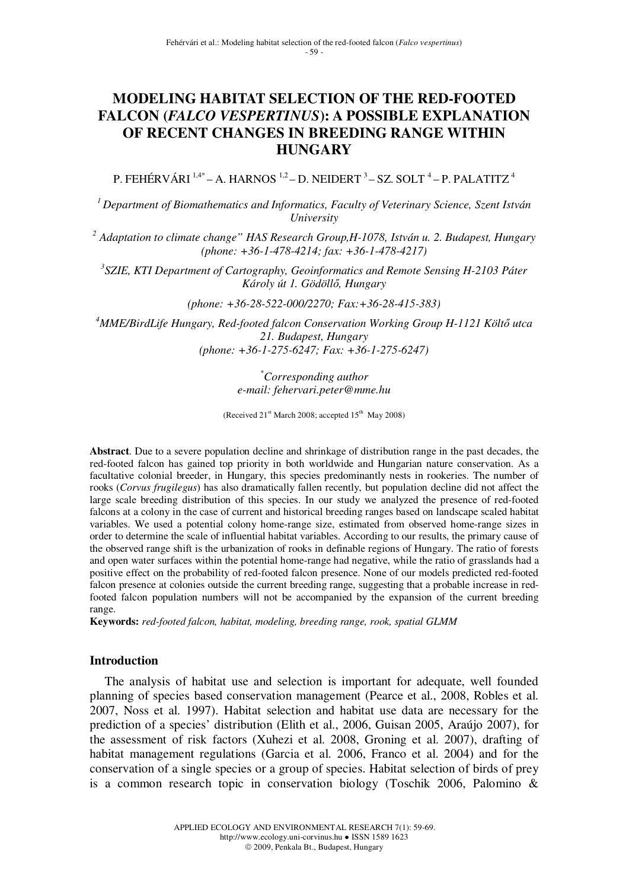# MODELING HABITAT SELECTION OF THE RED-FOOTED FALCON (*FALCO VESPERTINUS*): A POSSIBLE EXPLANATION OF RECENT CHANGES IN BREEDING RANGE WITHIN HUNGARY

P. FEHÉRVÁRI [1,4*] – A. HARNOS [1,2] – D. NEIDERT [3] – SZ. SOLT [4] – P. PALATITZ [4]

[1] *Department of Biomathematics and Informatics, Faculty of Veterinary Science, Szent István University*

[2] *Adaptation to climate change" HAS Research Group,H-1078, István u. 2. Budapest, Hungary (phone: +36-1-478-4214; fax: +36-1-478-4217)*

[3] *SZIE, KTI Department of Cartography, Geoinformatics and Remote Sensing H-2103 Páter Károly út 1. Gödöllő, Hungary*

*(phone: +36-28-522-000/2270; Fax:+36-28-415-383)*

[4] *MME/BirdLife Hungary, Red-footed falcon Conservation Working Group H-1121 Költő utca 21. Budapest, Hungary (phone: +36-1-275-6247; Fax: +36-1-275-6247)*

[*] *Corresponding author*
*e-mail: fehervari.peter@mme.hu*

(Received 21st March 2008; accepted 15th May 2008)

**Abstract**. Due to a severe population decline and shrinkage of distribution range in the past decades, the red-footed falcon has gained top priority in both worldwide and Hungarian nature conservation. As a facultative colonial breeder, in Hungary, this species predominantly nests in rookeries. The number of rooks (*Corvus frugilegus*) has also dramatically fallen recently, but population decline did not affect the large scale breeding distribution of this species. In our study we analyzed the presence of red-footed falcons at a colony in the case of current and historical breeding ranges based on landscape scaled habitat variables. We used a potential colony home-range size, estimated from observed home-range sizes in order to determine the scale of influential habitat variables. According to our results, the primary cause of the observed range shift is the urbanization of rooks in definable regions of Hungary. The ratio of forests and open water surfaces within the potential home-range had negative, while the ratio of grasslands had a positive effect on the probability of red-footed falcon presence. None of our models predicted red-footed falcon presence at colonies outside the current breeding range, suggesting that a probable increase in red-footed falcon population numbers will not be accompanied by the expansion of the current breeding range.

**Keywords:** *red-footed falcon, habitat, modeling, breeding range, rook, spatial GLMM*

## Introduction

The analysis of habitat use and selection is important for adequate, well founded planning of species based conservation management (Pearce et al., 2008, Robles et al. 2007, Noss et al. 1997). Habitat selection and habitat use data are necessary for the prediction of a species' distribution (Elith et al., 2006, Guisan 2005, Araújo 2007), for the assessment of risk factors (Xuhezi et al. 2008, Groning et al. 2007), drafting of habitat management regulations (Garcia et al. 2006, Franco et al. 2004) and for the conservation of a single species or a group of species. Habitat selection of birds of prey is a common research topic in conservation biology (Toschik 2006, Palomino &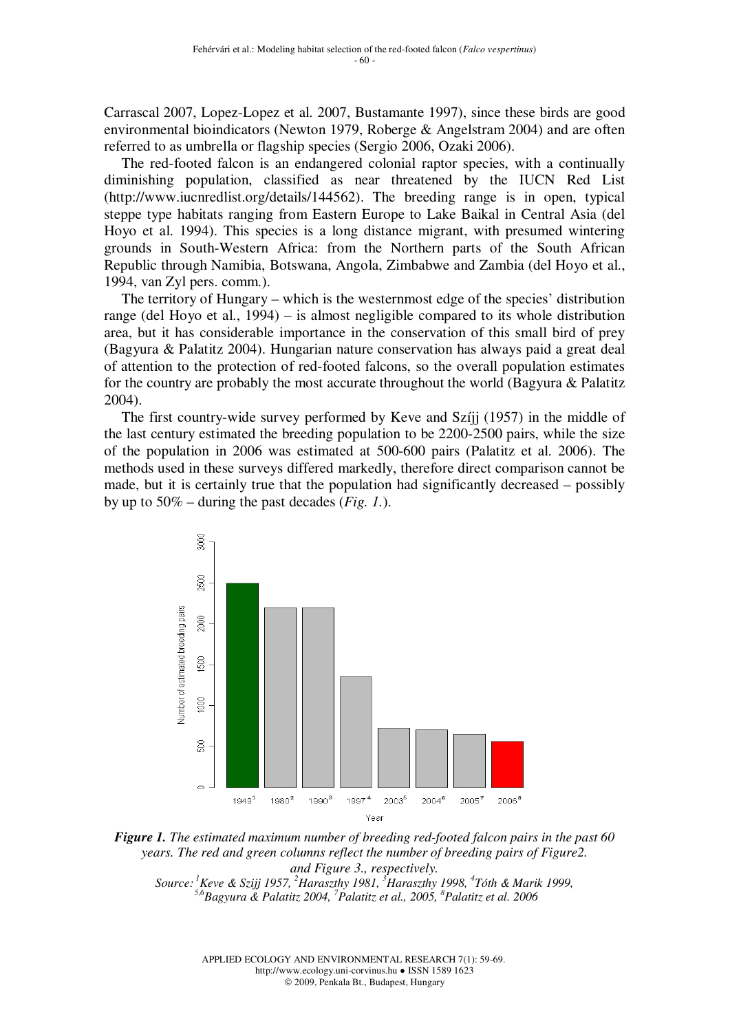Carrascal 2007, Lopez-Lopez et al. 2007, Bustamante 1997), since these birds are good environmental bioindicators (Newton 1979, Roberge & Angelstram 2004) and are often referred to as umbrella or flagship species (Sergio 2006, Ozaki 2006).

The red-footed falcon is an endangered colonial raptor species, with a continually diminishing population, classified as near threatened by the IUCN Red List (http://www.iucnredlist.org/details/144562). The breeding range is in open, typical steppe type habitats ranging from Eastern Europe to Lake Baikal in Central Asia (del Hoyo et al. 1994). This species is a long distance migrant, with presumed wintering grounds in South-Western Africa: from the Northern parts of the South African Republic through Namibia, Botswana, Angola, Zimbabwe and Zambia (del Hoyo et al., 1994, van Zyl pers. comm.).

The territory of Hungary – which is the westernmost edge of the species' distribution range (del Hoyo et al., 1994) – is almost negligible compared to its whole distribution area, but it has considerable importance in the conservation of this small bird of prey (Bagyura & Palatitz 2004). Hungarian nature conservation has always paid a great deal of attention to the protection of red-footed falcons, so the overall population estimates for the country are probably the most accurate throughout the world (Bagyura & Palatitz 2004).

The first country-wide survey performed by Keve and Szíjj (1957) in the middle of the last century estimated the breeding population to be 2200-2500 pairs, while the size of the population in 2006 was estimated at 500-600 pairs (Palatitz et al. 2006). The methods used in these surveys differed markedly, therefore direct comparison cannot be made, but it is certainly true that the population had significantly decreased – possibly by up to 50% – during the past decades (*Fig. 1.*).

***Figure 1.*** *The estimated maximum number of breeding red-footed falcon pairs in the past 60 years. The red and green columns reflect the number of breeding pairs of Figure2. and Figure 3., respectively.*
*Source: [1]Keve & Szijj 1957, [2]Haraszthy 1981, [3]Haraszthy 1998, [4]Tóth & Marik 1999, [5,6]Bagyura & Palatitz 2004, [7]Palatitz et al., 2005, [8]Palatitz et al. 2006*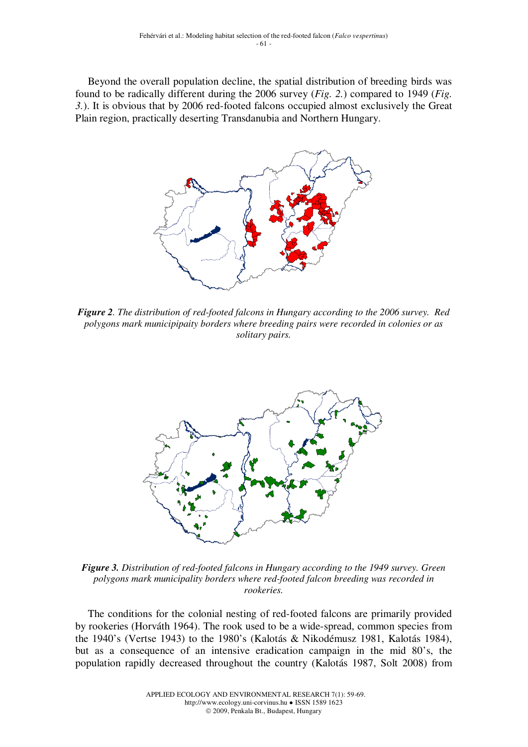Beyond the overall population decline, the spatial distribution of breeding birds was found to be radically different during the 2006 survey (*Fig. 2.*) compared to 1949 (*Fig. 3.*). It is obvious that by 2006 red-footed falcons occupied almost exclusively the Great Plain region, practically deserting Transdanubia and Northern Hungary.

***Figure 2**. The distribution of red-footed falcons in Hungary according to the 2006 survey. Red polygons mark municipipaity borders where breeding pairs were recorded in colonies or as solitary pairs.*

***Figure 3.** Distribution of red-footed falcons in Hungary according to the 1949 survey. Green polygons mark municipality borders where red-footed falcon breeding was recorded in rookeries.*

The conditions for the colonial nesting of red-footed falcons are primarily provided by rookeries (Horváth 1964). The rook used to be a wide-spread, common species from the 1940's (Vertse 1943) to the 1980's (Kalotás & Nikodémusz 1981, Kalotás 1984), but as a consequence of an intensive eradication campaign in the mid 80's, the population rapidly decreased throughout the country (Kalotás 1987, Solt 2008) from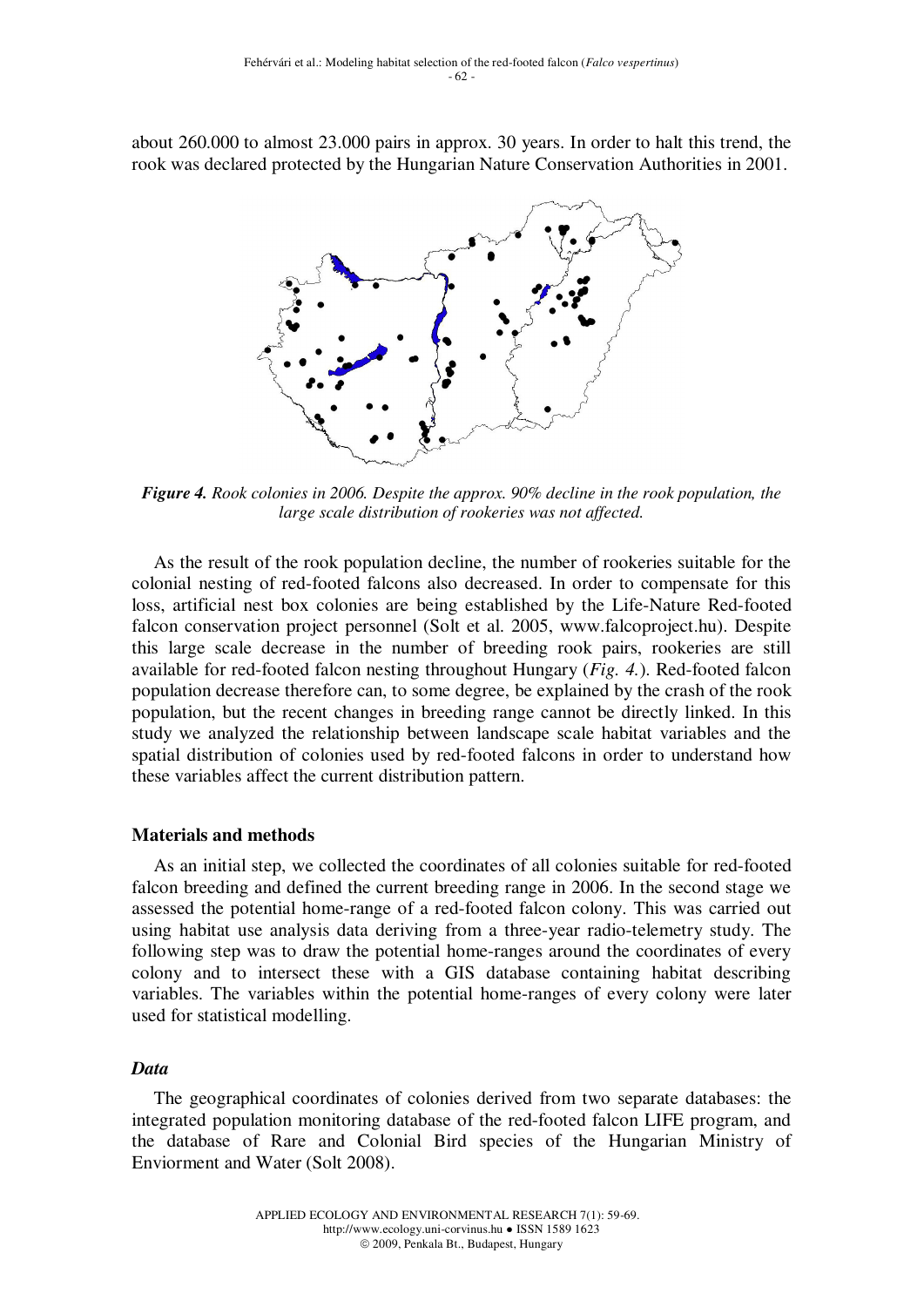about 260.000 to almost 23.000 pairs in approx. 30 years. In order to halt this trend, the rook was declared protected by the Hungarian Nature Conservation Authorities in 2001.

***Figure 4.*** *Rook colonies in 2006. Despite the approx. 90% decline in the rook population, the large scale distribution of rookeries was not affected.*

As the result of the rook population decline, the number of rookeries suitable for the colonial nesting of red-footed falcons also decreased. In order to compensate for this loss, artificial nest box colonies are being established by the Life-Nature Red-footed falcon conservation project personnel (Solt et al. 2005, www.falcoproject.hu). Despite this large scale decrease in the number of breeding rook pairs, rookeries are still available for red-footed falcon nesting throughout Hungary (*Fig. 4.*). Red-footed falcon population decrease therefore can, to some degree, be explained by the crash of the rook population, but the recent changes in breeding range cannot be directly linked. In this study we analyzed the relationship between landscape scale habitat variables and the spatial distribution of colonies used by red-footed falcons in order to understand how these variables affect the current distribution pattern.

## Materials and methods

As an initial step, we collected the coordinates of all colonies suitable for red-footed falcon breeding and defined the current breeding range in 2006. In the second stage we assessed the potential home-range of a red-footed falcon colony. This was carried out using habitat use analysis data deriving from a three-year radio-telemetry study. The following step was to draw the potential home-ranges around the coordinates of every colony and to intersect these with a GIS database containing habitat describing variables. The variables within the potential home-ranges of every colony were later used for statistical modelling.

### *Data*

The geographical coordinates of colonies derived from two separate databases: the integrated population monitoring database of the red-footed falcon LIFE program, and the database of Rare and Colonial Bird species of the Hungarian Ministry of Enviorment and Water (Solt 2008).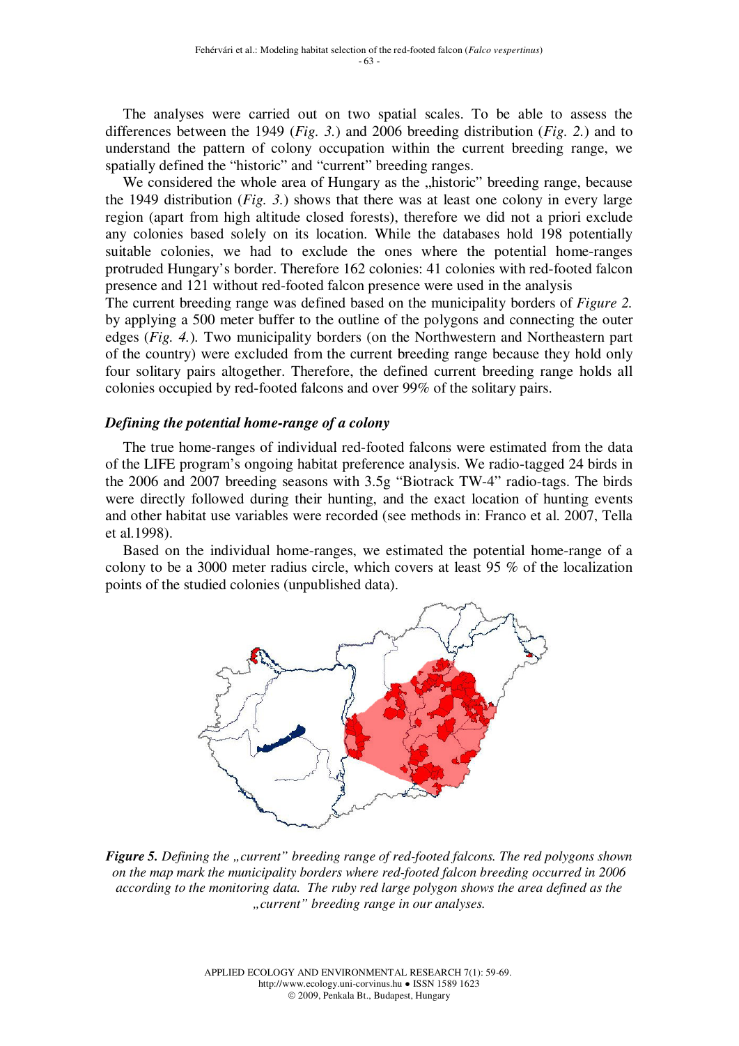The analyses were carried out on two spatial scales. To be able to assess the differences between the 1949 (*Fig. 3.*) and 2006 breeding distribution (*Fig. 2.*) and to understand the pattern of colony occupation within the current breeding range, we spatially defined the "historic" and "current" breeding ranges.

We considered the whole area of Hungary as the „historic" breeding range, because the 1949 distribution (*Fig. 3.*) shows that there was at least one colony in every large region (apart from high altitude closed forests), therefore we did not a priori exclude any colonies based solely on its location. While the databases hold 198 potentially suitable colonies, we had to exclude the ones where the potential home-ranges protruded Hungary's border. Therefore 162 colonies: 41 colonies with red-footed falcon presence and 121 without red-footed falcon presence were used in the analysis

The current breeding range was defined based on the municipality borders of *Figure 2.* by applying a 500 meter buffer to the outline of the polygons and connecting the outer edges (*Fig. 4.*). Two municipality borders (on the Northwestern and Northeastern part of the country) were excluded from the current breeding range because they hold only four solitary pairs altogether. Therefore, the defined current breeding range holds all colonies occupied by red-footed falcons and over 99% of the solitary pairs.

### *Defining the potential home-range of a colony*

The true home-ranges of individual red-footed falcons were estimated from the data of the LIFE program's ongoing habitat preference analysis. We radio-tagged 24 birds in the 2006 and 2007 breeding seasons with 3.5g "Biotrack TW-4" radio-tags. The birds were directly followed during their hunting, and the exact location of hunting events and other habitat use variables were recorded (see methods in: Franco et al. 2007, Tella et al.1998).

Based on the individual home-ranges, we estimated the potential home-range of a colony to be a 3000 meter radius circle, which covers at least 95 % of the localization points of the studied colonies (unpublished data).

***Figure 5.*** *Defining the „current" breeding range of red-footed falcons. The red polygons shown on the map mark the municipality borders where red-footed falcon breeding occurred in 2006 according to the monitoring data. The ruby red large polygon shows the area defined as the „current" breeding range in our analyses.*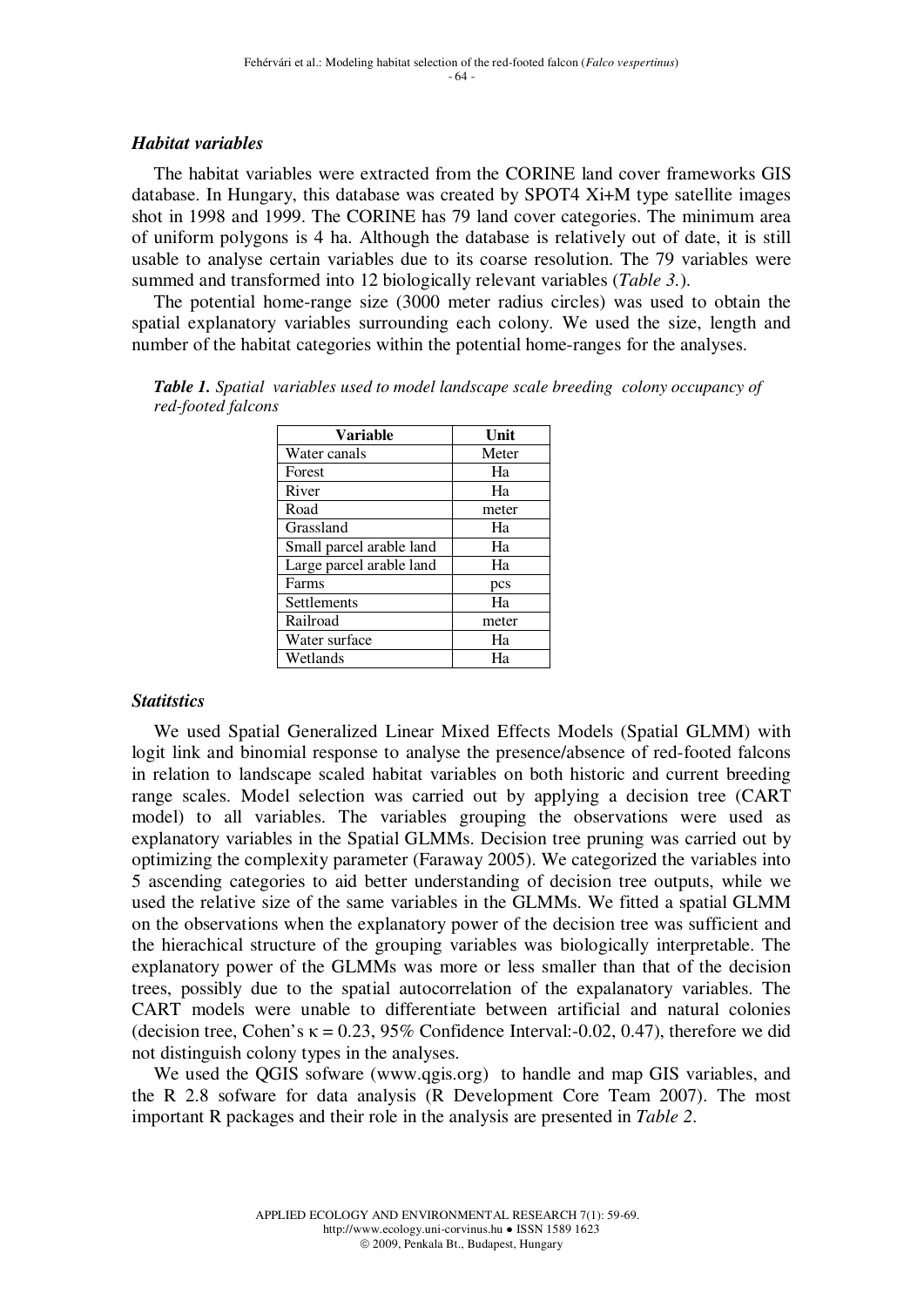### *Habitat variables*

The habitat variables were extracted from the CORINE land cover frameworks GIS database. In Hungary, this database was created by SPOT4 Xi+M type satellite images shot in 1998 and 1999. The CORINE has 79 land cover categories. The minimum area of uniform polygons is 4 ha. Although the database is relatively out of date, it is still usable to analyse certain variables due to its coarse resolution. The 79 variables were summed and transformed into 12 biologically relevant variables (*Table 3.*).

The potential home-range size (3000 meter radius circles) was used to obtain the spatial explanatory variables surrounding each colony. We used the size, length and number of the habitat categories within the potential home-ranges for the analyses.

***Table 1.*** *Spatial variables used to model landscape scale breeding colony occupancy of red-footed falcons*

| Variable | Unit |
|---|---|
| Water canals | Meter |
| Forest | Ha |
| River | Ha |
| Road | meter |
| Grassland | Ha |
| Small parcel arable land | Ha |
| Large parcel arable land | Ha |
| Farms | pcs |
| Settlements | Ha |
| Railroad | meter |
| Water surface | Ha |
| Wetlands | Ha |

### *Statitstics*

We used Spatial Generalized Linear Mixed Effects Models (Spatial GLMM) with logit link and binomial response to analyse the presence/absence of red-footed falcons in relation to landscape scaled habitat variables on both historic and current breeding range scales. Model selection was carried out by applying a decision tree (CART model) to all variables. The variables grouping the observations were used as explanatory variables in the Spatial GLMMs. Decision tree pruning was carried out by optimizing the complexity parameter (Faraway 2005). We categorized the variables into 5 ascending categories to aid better understanding of decision tree outputs, while we used the relative size of the same variables in the GLMMs. We fitted a spatial GLMM on the observations when the explanatory power of the decision tree was sufficient and the hierachical structure of the grouping variables was biologically interpretable. The explanatory power of the GLMMs was more or less smaller than that of the decision trees, possibly due to the spatial autocorrelation of the expalanatory variables. The CART models were unable to differentiate between artificial and natural colonies (decision tree, Cohen's $\kappa = 0.23$, 95% Confidence Interval:-0.02, 0.47), therefore we did not distinguish colony types in the analyses.

We used the QGIS sofware (www.qgis.org) to handle and map GIS variables, and the R 2.8 sofware for data analysis (R Development Core Team 2007). The most important R packages and their role in the analysis are presented in *Table 2*.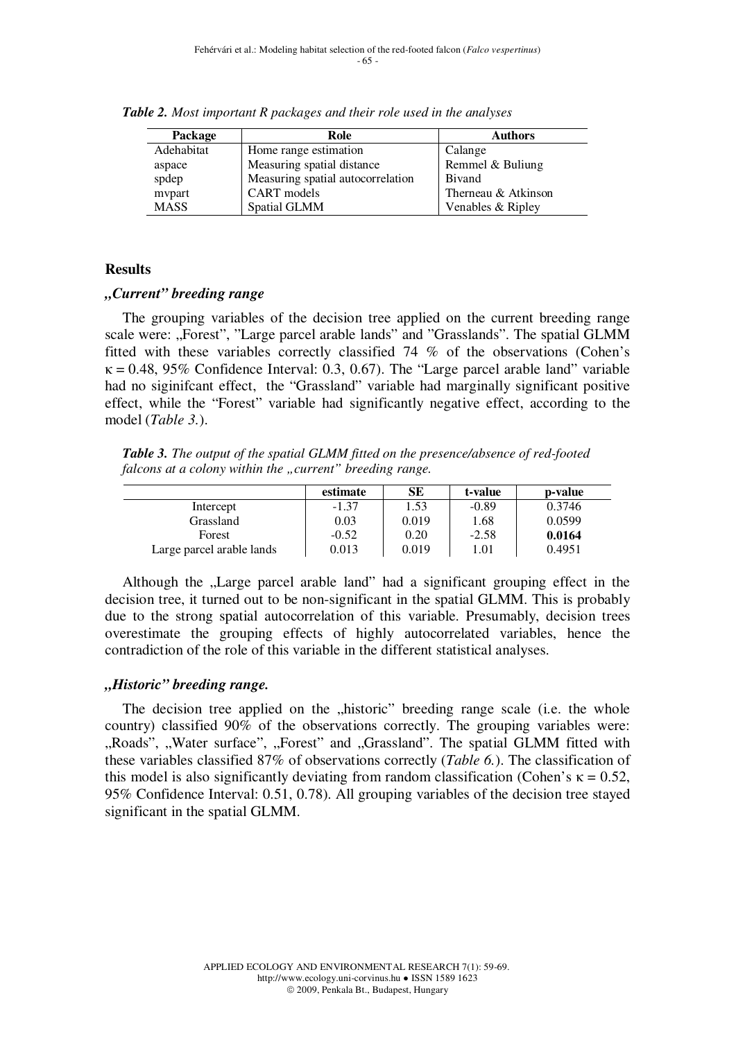*Table 2. Most important R packages and their role used in the analyses*

| Package | Role | Authors |
|---|---|---|
| Adehabitat | Home range estimation | Calange |
| aspace | Measuring spatial distance | Remmel & Buliung |
| spdep | Measuring spatial autocorrelation | Bivand |
| mvpart | CART models | Therneau & Atkinson |
| MASS | Spatial GLMM | Venables & Ripley |

## Results

### „Current" breeding range

The grouping variables of the decision tree applied on the current breeding range scale were: „Forest", "Large parcel arable lands" and "Grasslands". The spatial GLMM fitted with these variables correctly classified 74 % of the observations (Cohen's $\kappa = 0.48$, 95% Confidence Interval: 0.3, 0.67). The "Large parcel arable land" variable had no siginifcant effect, the "Grassland" variable had marginally significant positive effect, while the "Forest" variable had significantly negative effect, according to the model (*Table 3.*).

*Table 3. The output of the spatial GLMM fitted on the presence/absence of red-footed falcons at a colony within the „current" breeding range.*

| | estimate | SE | t-value | p-value |
|---|---|---|---|---|
| Intercept | -1.37 | 1.53 | -0.89 | 0.3746 |
| Grassland | 0.03 | 0.019 | 1.68 | 0.0599 |
| Forest | -0.52 | 0.20 | -2.58 | **0.0164** |
| Large parcel arable lands | 0.013 | 0.019 | 1.01 | 0.4951 |

Although the „Large parcel arable land" had a significant grouping effect in the decision tree, it turned out to be non-significant in the spatial GLMM. This is probably due to the strong spatial autocorrelation of this variable. Presumably, decision trees overestimate the grouping effects of highly autocorrelated variables, hence the contradiction of the role of this variable in the different statistical analyses.

### „Historic" breeding range.

The decision tree applied on the „historic" breeding range scale (i.e. the whole country) classified 90% of the observations correctly. The grouping variables were: „Roads", „Water surface", „Forest" and „Grassland". The spatial GLMM fitted with these variables classified 87% of observations correctly (*Table 6.*). The classification of this model is also significantly deviating from random classification (Cohen's $\kappa = 0.52$, 95% Confidence Interval: 0.51, 0.78). All grouping variables of the decision tree stayed significant in the spatial GLMM.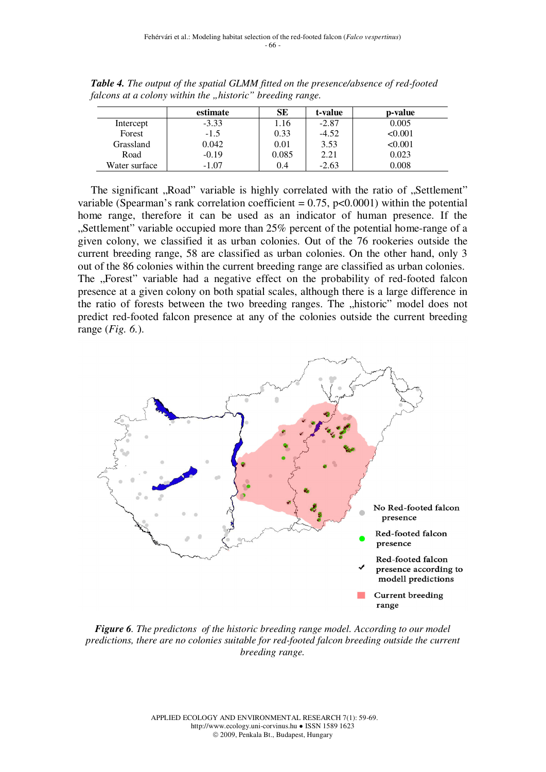*Table 4. The output of the spatial GLMM fitted on the presence/absence of red-footed falcons at a colony within the „historic" breeding range.*

| | estimate | SE | t-value | p-value |
|---|---|---|---|---|
| Intercept | -3.33 | 1.16 | -2.87 | 0.005 |
| Forest | -1.5 | 0.33 | -4.52 | <0.001 |
| Grassland | 0.042 | 0.01 | 3.53 | <0.001 |
| Road | -0.19 | 0.085 | 2.21 | 0.023 |
| Water surface | -1.07 | 0.4 | -2.63 | 0.008 |

The significant „Road" variable is highly correlated with the ratio of „Settlement" variable (Spearman's rank correlation coefficient = 0.75, p<0.0001) within the potential home range, therefore it can be used as an indicator of human presence. If the „Settlement" variable occupied more than 25% percent of the potential home-range of a given colony, we classified it as urban colonies. Out of the 76 rookeries outside the current breeding range, 58 are classified as urban colonies. On the other hand, only 3 out of the 86 colonies within the current breeding range are classified as urban colonies. The „Forest" variable had a negative effect on the probability of red-footed falcon presence at a given colony on both spatial scales, although there is a large difference in the ratio of forests between the two breeding ranges. The „historic" model does not predict red-footed falcon presence at any of the colonies outside the current breeding range (*Fig. 6.*).

No Red-footed falcon presence

Red-footed falcon presence

Red-footed falcon presence according to modell predictions

Current breeding range

***Figure 6**. The predictons of the historic breeding range model. According to our model predictions, there are no colonies suitable for red-footed falcon breeding outside the current breeding range.*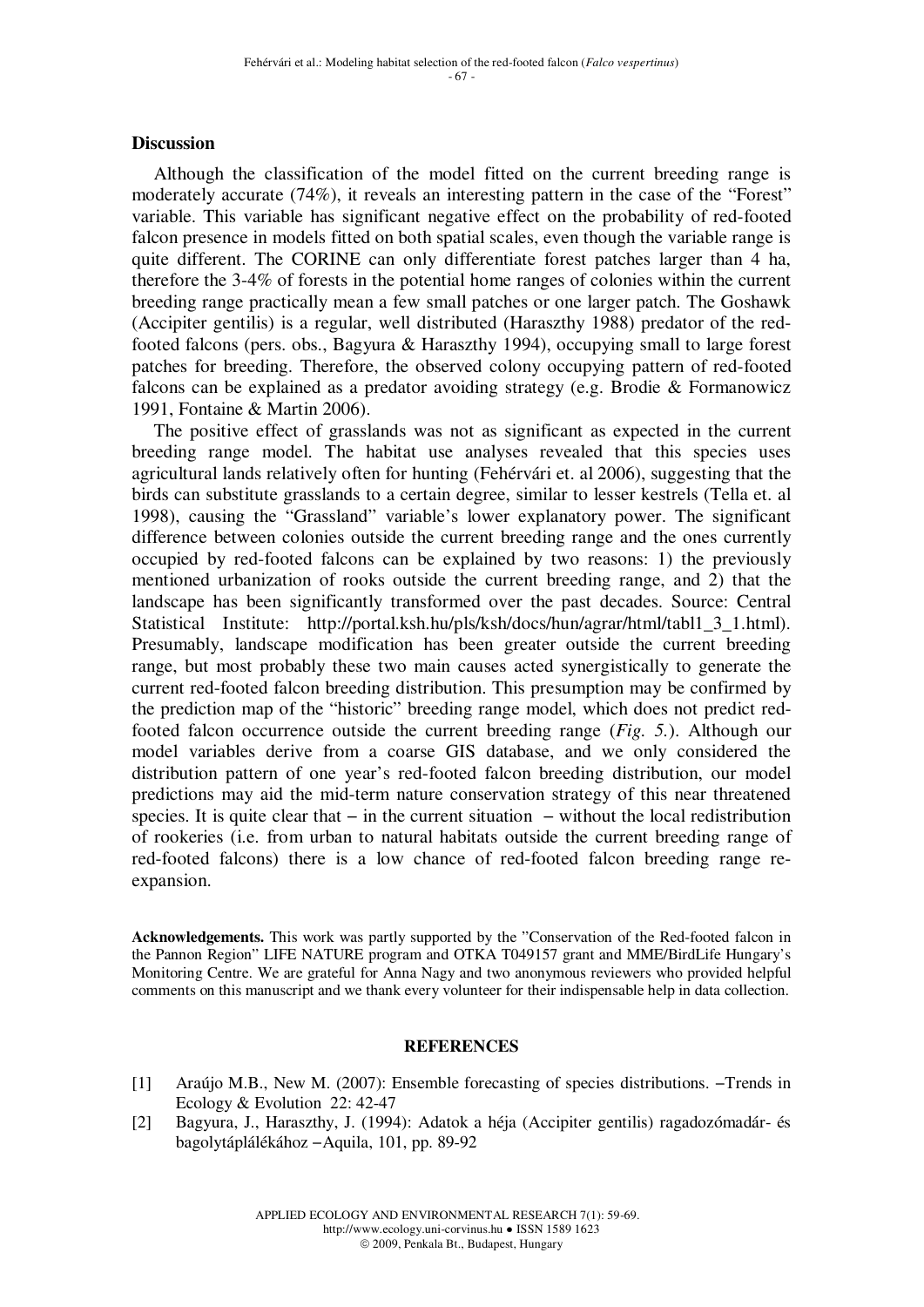## Discussion

Although the classification of the model fitted on the current breeding range is moderately accurate (74%), it reveals an interesting pattern in the case of the "Forest" variable. This variable has significant negative effect on the probability of red-footed falcon presence in models fitted on both spatial scales, even though the variable range is quite different. The CORINE can only differentiate forest patches larger than 4 ha, therefore the 3-4% of forests in the potential home ranges of colonies within the current breeding range practically mean a few small patches or one larger patch. The Goshawk (Accipiter gentilis) is a regular, well distributed (Haraszthy 1988) predator of the red-footed falcons (pers. obs., Bagyura & Haraszthy 1994), occupying small to large forest patches for breeding. Therefore, the observed colony occupying pattern of red-footed falcons can be explained as a predator avoiding strategy (e.g. Brodie & Formanowicz 1991, Fontaine & Martin 2006).

The positive effect of grasslands was not as significant as expected in the current breeding range model. The habitat use analyses revealed that this species uses agricultural lands relatively often for hunting (Fehérvári et. al 2006), suggesting that the birds can substitute grasslands to a certain degree, similar to lesser kestrels (Tella et. al 1998), causing the "Grassland" variable's lower explanatory power. The significant difference between colonies outside the current breeding range and the ones currently occupied by red-footed falcons can be explained by two reasons: 1) the previously mentioned urbanization of rooks outside the current breeding range, and 2) that the landscape has been significantly transformed over the past decades. Source: Central Statistical Institute: http://portal.ksh.hu/pls/ksh/docs/hun/agrar/html/tabl1_3_1.html). Presumably, landscape modification has been greater outside the current breeding range, but most probably these two main causes acted synergistically to generate the current red-footed falcon breeding distribution. This presumption may be confirmed by the prediction map of the "historic" breeding range model, which does not predict red-footed falcon occurrence outside the current breeding range (*Fig. 5.*). Although our model variables derive from a coarse GIS database, and we only considered the distribution pattern of one year's red-footed falcon breeding distribution, our model predictions may aid the mid-term nature conservation strategy of this near threatened species. It is quite clear that – in the current situation – without the local redistribution of rookeries (i.e. from urban to natural habitats outside the current breeding range of red-footed falcons) there is a low chance of red-footed falcon breeding range re-expansion.

**Acknowledgements.** This work was partly supported by the "Conservation of the Red-footed falcon in the Pannon Region" LIFE NATURE program and OTKA T049157 grant and MME/BirdLife Hungary's Monitoring Centre. We are grateful for Anna Nagy and two anonymous reviewers who provided helpful comments on this manuscript and we thank every volunteer for their indispensable help in data collection.

## REFERENCES

[1] Araújo M.B., New M. (2007): Ensemble forecasting of species distributions. –Trends in Ecology & Evolution 22: 42-47

[2] Bagyura, J., Haraszthy, J. (1994): Adatok a héja (Accipiter gentilis) ragadozómadár- és bagolytáplálékához –Aquila, 101, pp. 89-92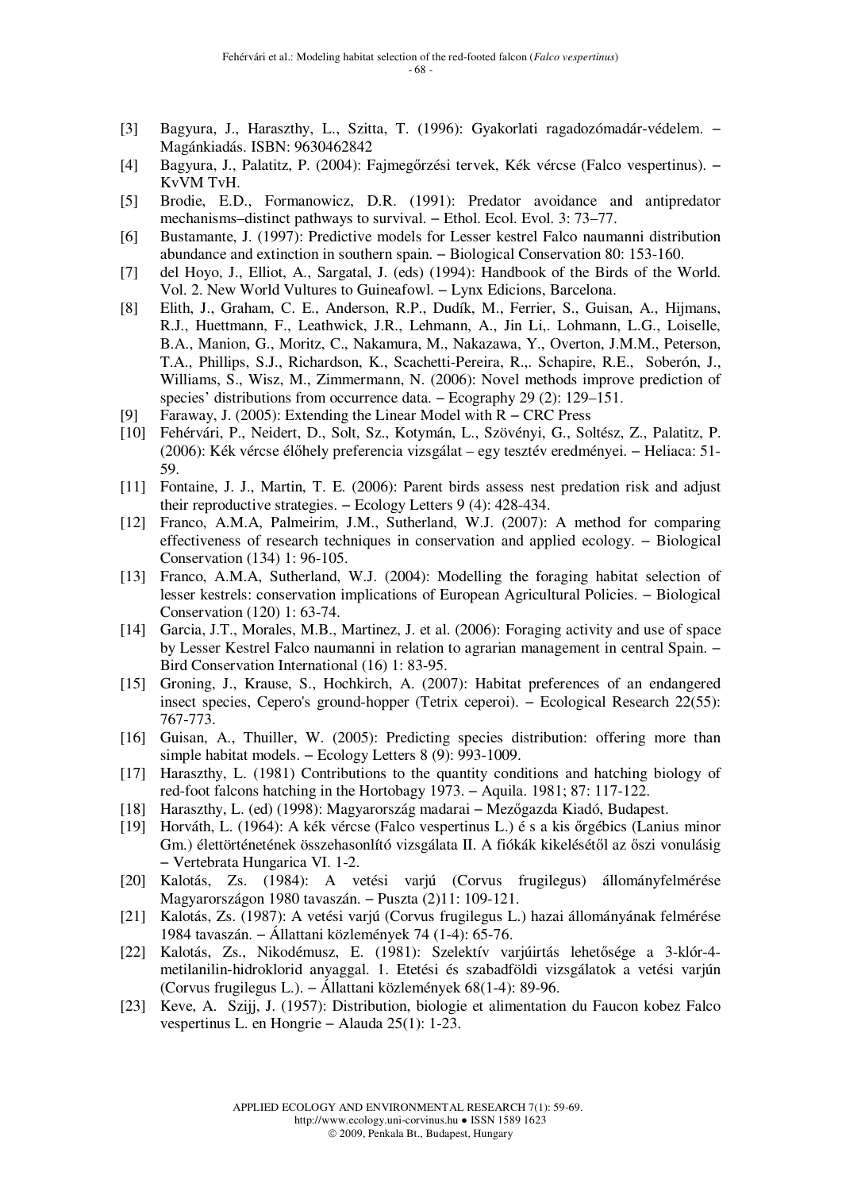- [3] Bagyura, J., Haraszthy, L., Szitta, T. (1996): Gyakorlati ragadozómadár-védelem. – Magánkiadás. ISBN: 9630462842
- [4] Bagyura, J., Palatitz, P. (2004): Fajmegőrzési tervek, Kék vércse (Falco vespertinus). – KvVM TvH.
- [5] Brodie, E.D., Formanowicz, D.R. (1991): Predator avoidance and antipredator mechanisms–distinct pathways to survival. – Ethol. Ecol. Evol. 3: 73–77.
- [6] Bustamante, J. (1997): Predictive models for Lesser kestrel Falco naumanni distribution abundance and extinction in southern spain. – Biological Conservation 80: 153-160.
- [7] del Hoyo, J., Elliot, A., Sargatal, J. (eds) (1994): Handbook of the Birds of the World. Vol. 2. New World Vultures to Guineafowl. – Lynx Edicions, Barcelona.
- [8] Elith, J., Graham, C. E., Anderson, R.P., Dudík, M., Ferrier, S., Guisan, A., Hijmans, R.J., Huettmann, F., Leathwick, J.R., Lehmann, A., Jin Li,. Lohmann, L.G., Loiselle, B.A., Manion, G., Moritz, C., Nakamura, M., Nakazawa, Y., Overton, J.M.M., Peterson, T.A., Phillips, S.J., Richardson, K., Scachetti-Pereira, R.,. Schapire, R.E., Soberón, J., Williams, S., Wisz, M., Zimmermann, N. (2006): Novel methods improve prediction of species' distributions from occurrence data. – Ecography 29 (2): 129–151.
- [9] Faraway, J. (2005): Extending the Linear Model with R – CRC Press
- [10] Fehérvári, P., Neidert, D., Solt, Sz., Kotymán, L., Szövényi, G., Soltész, Z., Palatitz, P. (2006): Kék vércse élőhely preferencia vizsgálat – egy tesztév eredményei. – Heliaca: 51-59.
- [11] Fontaine, J. J., Martin, T. E. (2006): Parent birds assess nest predation risk and adjust their reproductive strategies. – Ecology Letters 9 (4): 428-434.
- [12] Franco, A.M.A, Palmeirim, J.M., Sutherland, W.J. (2007): A method for comparing effectiveness of research techniques in conservation and applied ecology. – Biological Conservation (134) 1: 96-105.
- [13] Franco, A.M.A, Sutherland, W.J. (2004): Modelling the foraging habitat selection of lesser kestrels: conservation implications of European Agricultural Policies. – Biological Conservation (120) 1: 63-74.
- [14] Garcia, J.T., Morales, M.B., Martinez, J. et al. (2006): Foraging activity and use of space by Lesser Kestrel Falco naumanni in relation to agrarian management in central Spain. – Bird Conservation International (16) 1: 83-95.
- [15] Groning, J., Krause, S., Hochkirch, A. (2007): Habitat preferences of an endangered insect species, Cepero's ground-hopper (Tetrix ceperoi). – Ecological Research 22(55): 767-773.
- [16] Guisan, A., Thuiller, W. (2005): Predicting species distribution: offering more than simple habitat models. – Ecology Letters 8 (9): 993-1009.
- [17] Haraszthy, L. (1981) Contributions to the quantity conditions and hatching biology of red-foot falcons hatching in the Hortobagy 1973. – Aquila. 1981; 87: 117-122.
- [18] Haraszthy, L. (ed) (1998): Magyarország madarai – Mezőgazda Kiadó, Budapest.
- [19] Horváth, L. (1964): A kék vércse (Falco vespertinus L.) é s a kis őrgébics (Lanius minor Gm.) élettörténetének összehasonlító vizsgálata II. A fiókák kikelésétől az őszi vonulásig – Vertebrata Hungarica VI. 1-2.
- [20] Kalotás, Zs. (1984): A vetési varjú (Corvus frugilegus) állományfelmérése Magyarországon 1980 tavaszán. – Puszta (2)11: 109-121.
- [21] Kalotás, Zs. (1987): A vetési varjú (Corvus frugilegus L.) hazai állományának felmérése 1984 tavaszán. – Állattani közlemények 74 (1-4): 65-76.
- [22] Kalotás, Zs., Nikodémusz, E. (1981): Szelektív varjúirtás lehetősége a 3-klór-4-metilanilin-hidroklorid anyaggal. 1. Etetési és szabadföldi vizsgálatok a vetési varjún (Corvus frugilegus L.). – Állattani közlemények 68(1-4): 89-96.
- [23] Keve, A. Szijj, J. (1957): Distribution, biologie et alimentation du Faucon kobez Falco vespertinus L. en Hongrie – Alauda 25(1): 1-23.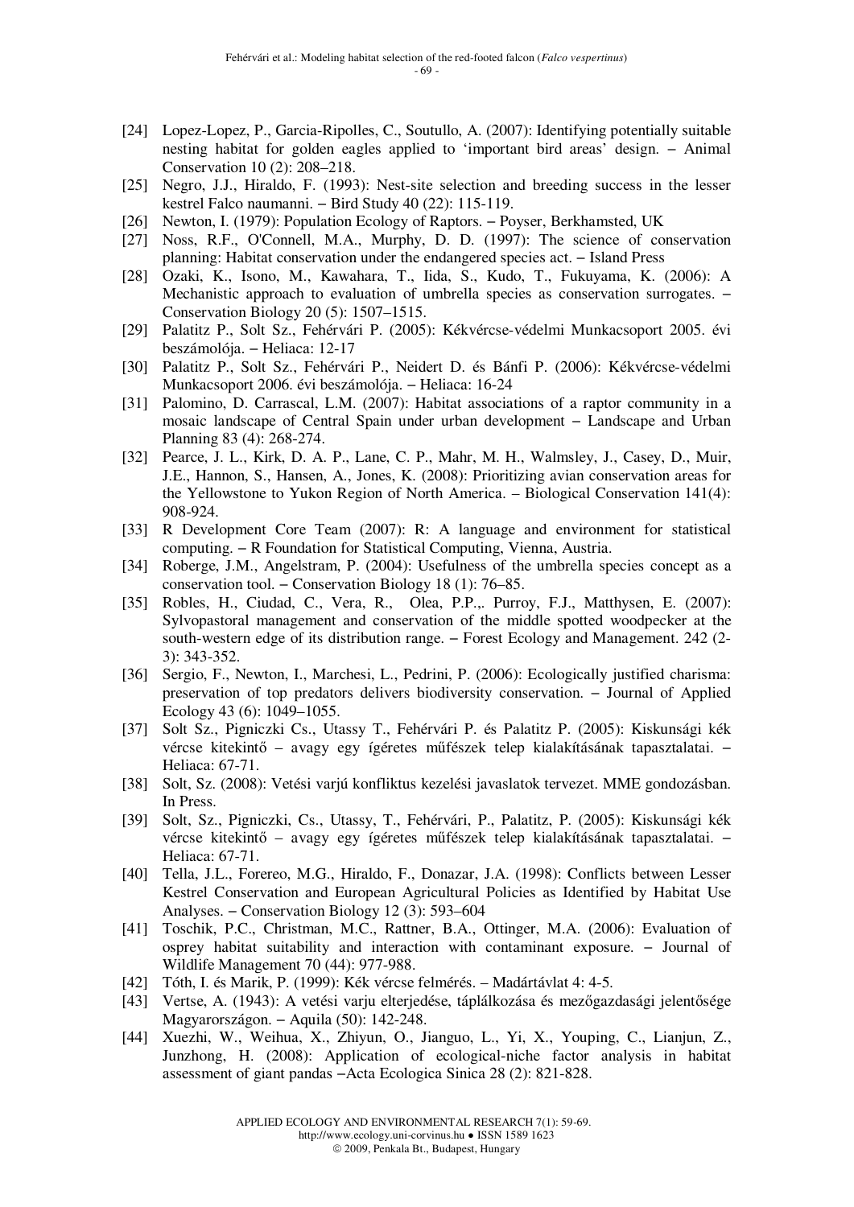[24] Lopez-Lopez, P., Garcia-Ripolles, C., Soutullo, A. (2007): Identifying potentially suitable nesting habitat for golden eagles applied to 'important bird areas' design. – Animal Conservation 10 (2): 208–218.

[25] Negro, J.J., Hiraldo, F. (1993): Nest-site selection and breeding success in the lesser kestrel Falco naumanni. – Bird Study 40 (22): 115-119.

[26] Newton, I. (1979): Population Ecology of Raptors. – Poyser, Berkhamsted, UK

[27] Noss, R.F., O'Connell, M.A., Murphy, D. D. (1997): The science of conservation planning: Habitat conservation under the endangered species act. – Island Press

[28] Ozaki, K., Isono, M., Kawahara, T., Iida, S., Kudo, T., Fukuyama, K. (2006): A Mechanistic approach to evaluation of umbrella species as conservation surrogates. – Conservation Biology 20 (5): 1507–1515.

[29] Palatitz P., Solt Sz., Fehérvári P. (2005): Kékvércse-védelmi Munkacsoport 2005. évi beszámolója. – Heliaca: 12-17

[30] Palatitz P., Solt Sz., Fehérvári P., Neidert D. és Bánfi P. (2006): Kékvércse-védelmi Munkacsoport 2006. évi beszámolója. – Heliaca: 16-24

[31] Palomino, D. Carrascal, L.M. (2007): Habitat associations of a raptor community in a mosaic landscape of Central Spain under urban development – Landscape and Urban Planning 83 (4): 268-274.

[32] Pearce, J. L., Kirk, D. A. P., Lane, C. P., Mahr, M. H., Walmsley, J., Casey, D., Muir, J.E., Hannon, S., Hansen, A., Jones, K. (2008): Prioritizing avian conservation areas for the Yellowstone to Yukon Region of North America. – Biological Conservation 141(4): 908-924.

[33] R Development Core Team (2007): R: A language and environment for statistical computing. – R Foundation for Statistical Computing, Vienna, Austria.

[34] Roberge, J.M., Angelstram, P. (2004): Usefulness of the umbrella species concept as a conservation tool. – Conservation Biology 18 (1): 76–85.

[35] Robles, H., Ciudad, C., Vera, R., Olea, P.P.,. Purroy, F.J., Matthysen, E. (2007): Sylvopastoral management and conservation of the middle spotted woodpecker at the south-western edge of its distribution range. – Forest Ecology and Management. 242 (2-3): 343-352.

[36] Sergio, F., Newton, I., Marchesi, L., Pedrini, P. (2006): Ecologically justified charisma: preservation of top predators delivers biodiversity conservation. – Journal of Applied Ecology 43 (6): 1049–1055.

[37] Solt Sz., Pigniczki Cs., Utassy T., Fehérvári P. és Palatitz P. (2005): Kiskunsági kék vércse kitekintő – avagy egy ígéretes műfészek telep kialakításának tapasztalatai. – Heliaca: 67-71.

[38] Solt, Sz. (2008): Vetési varjú konfliktus kezelési javaslatok tervezet. MME gondozásban. In Press.

[39] Solt, Sz., Pigniczki, Cs., Utassy, T., Fehérvári, P., Palatitz, P. (2005): Kiskunsági kék vércse kitekintő – avagy egy ígéretes műfészek telep kialakításának tapasztalatai. – Heliaca: 67-71.

[40] Tella, J.L., Forereo, M.G., Hiraldo, F., Donazar, J.A. (1998): Conflicts between Lesser Kestrel Conservation and European Agricultural Policies as Identified by Habitat Use Analyses. – Conservation Biology 12 (3): 593–604

[41] Toschik, P.C., Christman, M.C., Rattner, B.A., Ottinger, M.A. (2006): Evaluation of osprey habitat suitability and interaction with contaminant exposure. – Journal of Wildlife Management 70 (44): 977-988.

[42] Tóth, I. és Marik, P. (1999): Kék vércse felmérés. – Madártávlat 4: 4-5.

[43] Vertse, A. (1943): A vetési varju elterjedése, táplálkozása és mezőgazdasági jelentősége Magyarországon. – Aquila (50): 142-248.

[44] Xuezhi, W., Weihua, X., Zhiyun, O., Jianguo, L., Yi, X., Youping, C., Lianjun, Z., Junzhong, H. (2008): Application of ecological-niche factor analysis in habitat assessment of giant pandas –Acta Ecologica Sinica 28 (2): 821-828.